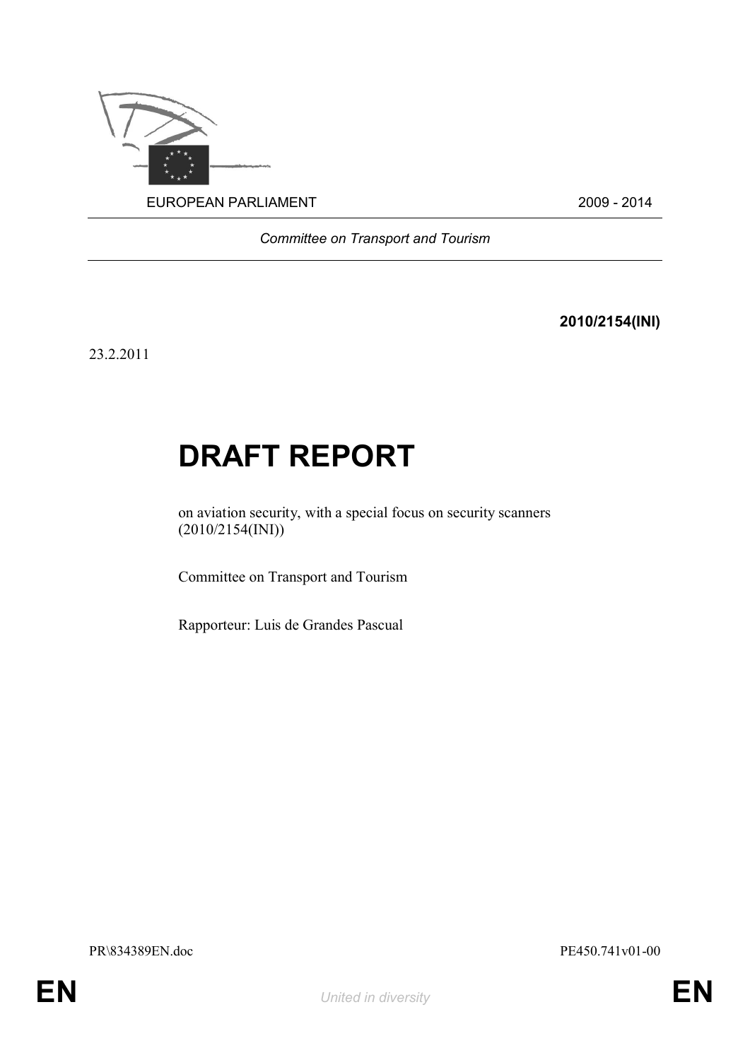EUROPEAN PARLIAMENT 2009 - 2014

*Committee on Transport and Tourism*

**2010/2154(INI)**

23.2.2011

# DRAFT REPORT

on aviation security, with a special focus on security scanners (2010/2154(INI))

Committee on Transport and Tourism

Rapporteur: Luis de Grandes Pascual

PR\834389EN.doc PE450.741v01-00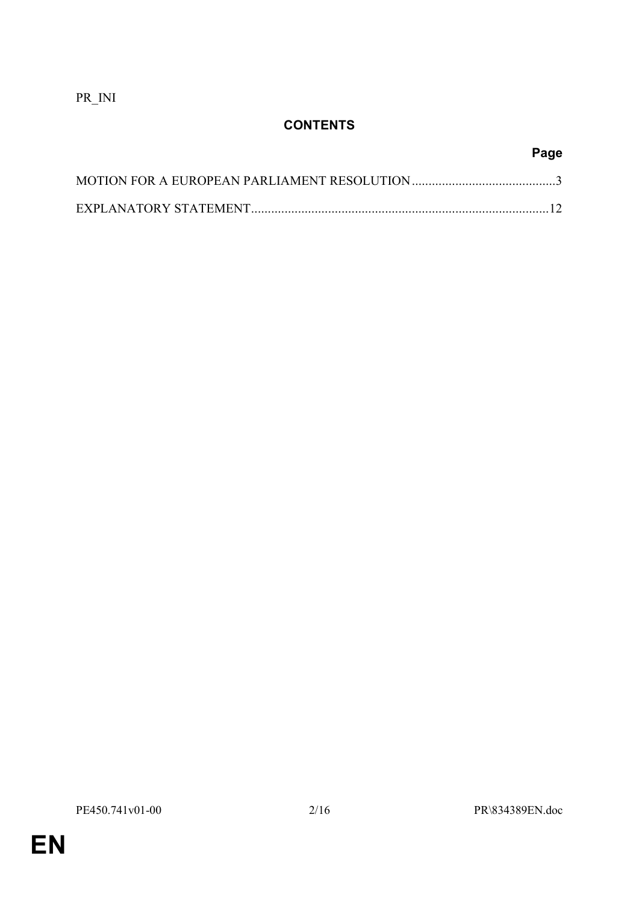PR_INI

## CONTENTS

| | Page |
|---|---|
| MOTION FOR A EUROPEAN PARLIAMENT RESOLUTION | 3 |
| EXPLANATORY STATEMENT | 12 |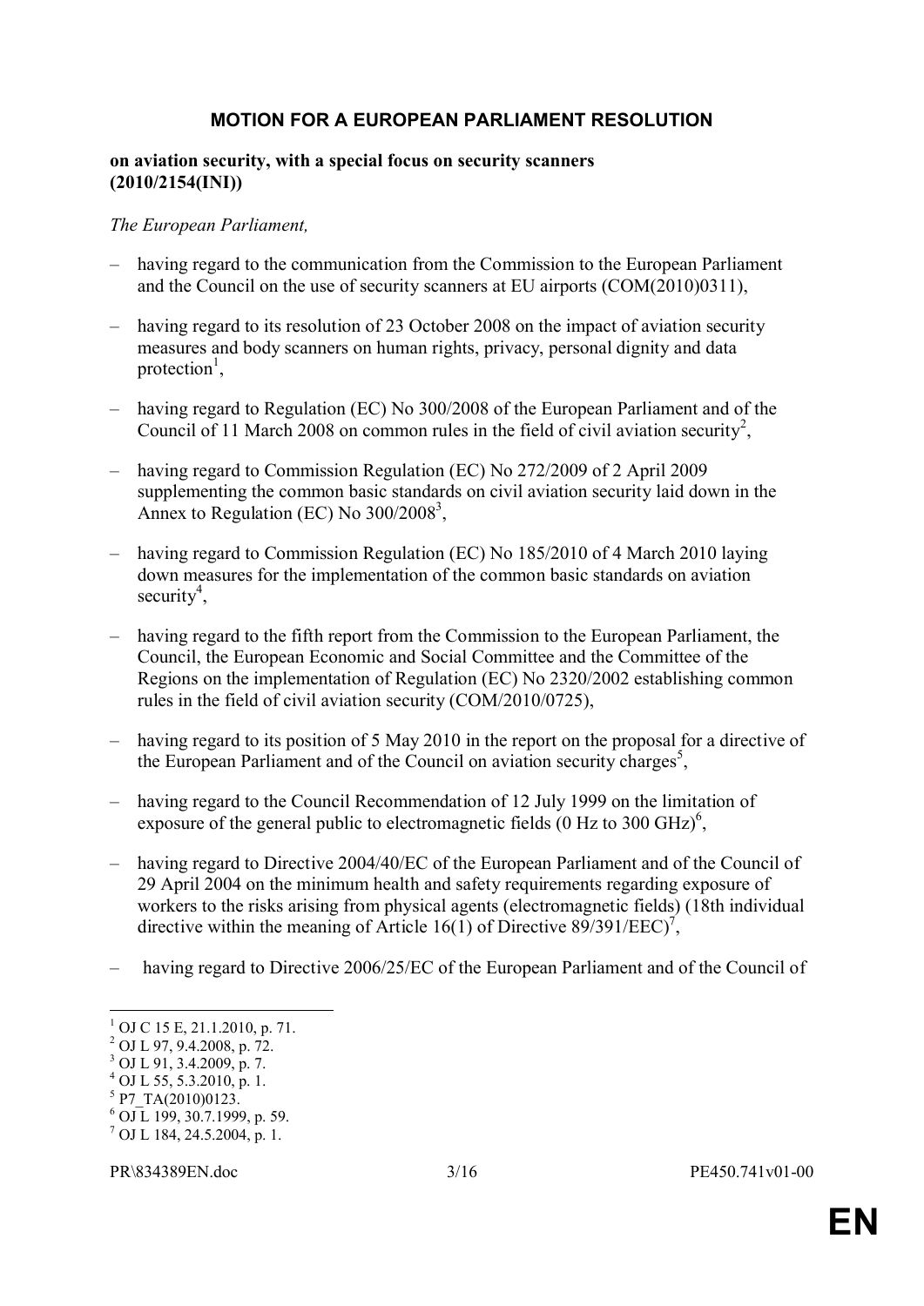# MOTION FOR A EUROPEAN PARLIAMENT RESOLUTION

**on aviation security, with a special focus on security scanners (2010/2154(INI))**

*The European Parliament,*

- having regard to the communication from the Commission to the European Parliament and the Council on the use of security scanners at EU airports (COM(2010)0311),
- having regard to its resolution of 23 October 2008 on the impact of aviation security measures and body scanners on human rights, privacy, personal dignity and data protection[1],
- having regard to Regulation (EC) No 300/2008 of the European Parliament and of the Council of 11 March 2008 on common rules in the field of civil aviation security[2],
- having regard to Commission Regulation (EC) No 272/2009 of 2 April 2009 supplementing the common basic standards on civil aviation security laid down in the Annex to Regulation (EC) No 300/2008[3],
- having regard to Commission Regulation (EC) No 185/2010 of 4 March 2010 laying down measures for the implementation of the common basic standards on aviation security[4],
- having regard to the fifth report from the Commission to the European Parliament, the Council, the European Economic and Social Committee and the Committee of the Regions on the implementation of Regulation (EC) No 2320/2002 establishing common rules in the field of civil aviation security (COM/2010/0725),
- having regard to its position of 5 May 2010 in the report on the proposal for a directive of the European Parliament and of the Council on aviation security charges[5],
- having regard to the Council Recommendation of 12 July 1999 on the limitation of exposure of the general public to electromagnetic fields (0 Hz to 300 GHz)[6],
- having regard to Directive 2004/40/EC of the European Parliament and of the Council of 29 April 2004 on the minimum health and safety requirements regarding exposure of workers to the risks arising from physical agents (electromagnetic fields) (18th individual directive within the meaning of Article 16(1) of Directive 89/391/EEC)[7],
- having regard to Directive 2006/25/EC of the European Parliament and of the Council of

---

[1] OJ C 15 E, 21.1.2010, p. 71.
[2] OJ L 97, 9.4.2008, p. 72.
[3] OJ L 91, 3.4.2009, p. 7.
[4] OJ L 55, 5.3.2010, p. 1.
[5] P7_TA(2010)0123.
[6] OJ L 199, 30.7.1999, p. 59.
[7] OJ L 184, 24.5.2004, p. 1.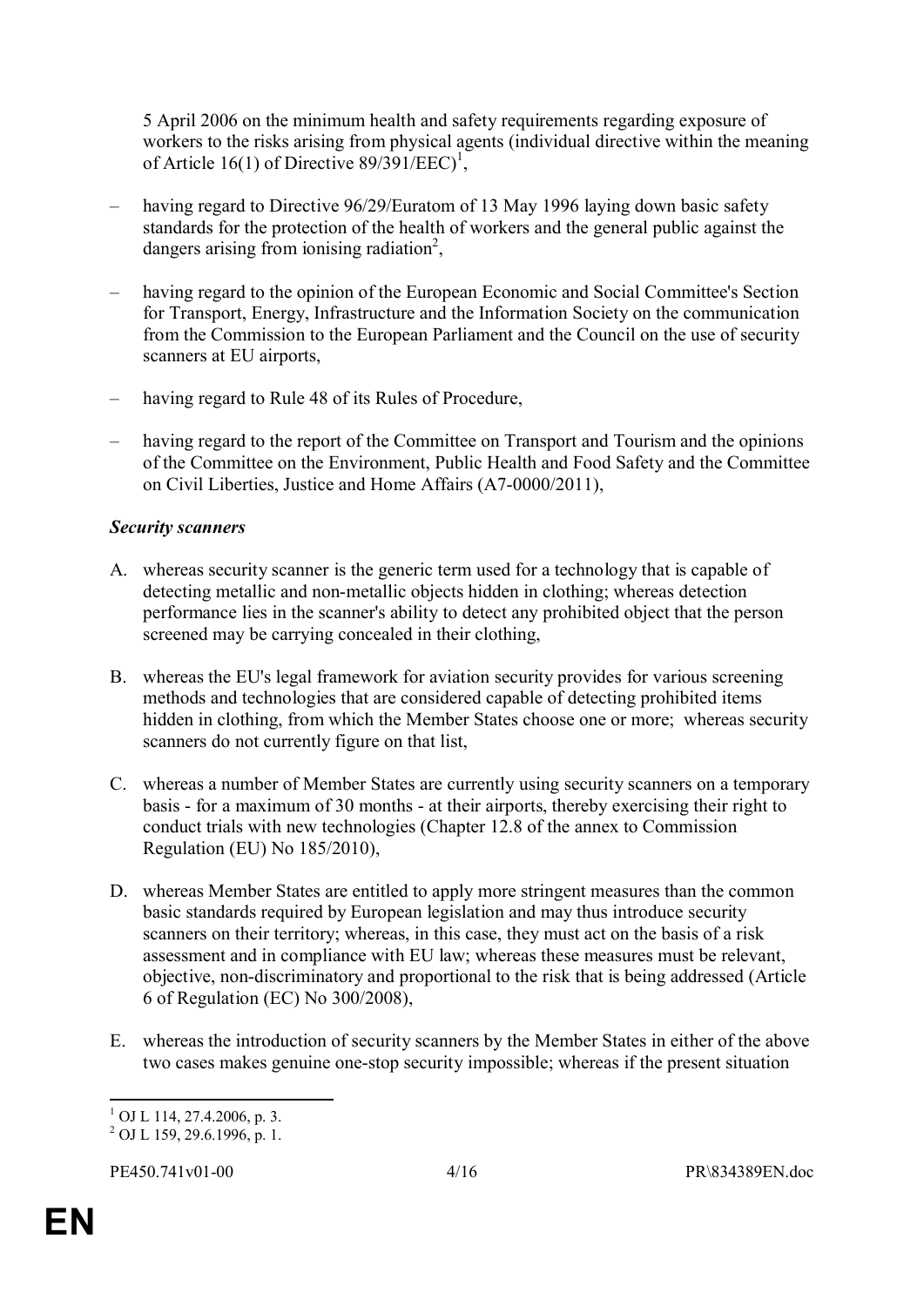5 April 2006 on the minimum health and safety requirements regarding exposure of workers to the risks arising from physical agents (individual directive within the meaning of Article 16(1) of Directive 89/391/EEC)[1],

– having regard to Directive 96/29/Euratom of 13 May 1996 laying down basic safety standards for the protection of the health of workers and the general public against the dangers arising from ionising radiation[2],

– having regard to the opinion of the European Economic and Social Committee's Section for Transport, Energy, Infrastructure and the Information Society on the communication from the Commission to the European Parliament and the Council on the use of security scanners at EU airports,

– having regard to Rule 48 of its Rules of Procedure,

– having regard to the report of the Committee on Transport and Tourism and the opinions of the Committee on the Environment, Public Health and Food Safety and the Committee on Civil Liberties, Justice and Home Affairs (A7-0000/2011),

***Security scanners***

A. whereas security scanner is the generic term used for a technology that is capable of detecting metallic and non-metallic objects hidden in clothing; whereas detection performance lies in the scanner's ability to detect any prohibited object that the person screened may be carrying concealed in their clothing,

B. whereas the EU's legal framework for aviation security provides for various screening methods and technologies that are considered capable of detecting prohibited items hidden in clothing, from which the Member States choose one or more; whereas security scanners do not currently figure on that list,

C. whereas a number of Member States are currently using security scanners on a temporary basis - for a maximum of 30 months - at their airports, thereby exercising their right to conduct trials with new technologies (Chapter 12.8 of the annex to Commission Regulation (EU) No 185/2010),

D. whereas Member States are entitled to apply more stringent measures than the common basic standards required by European legislation and may thus introduce security scanners on their territory; whereas, in this case, they must act on the basis of a risk assessment and in compliance with EU law; whereas these measures must be relevant, objective, non-discriminatory and proportional to the risk that is being addressed (Article 6 of Regulation (EC) No 300/2008),

E. whereas the introduction of security scanners by the Member States in either of the above two cases makes genuine one-stop security impossible; whereas if the present situation

---

[1] OJ L 114, 27.4.2006, p. 3.

[2] OJ L 159, 29.6.1996, p. 1.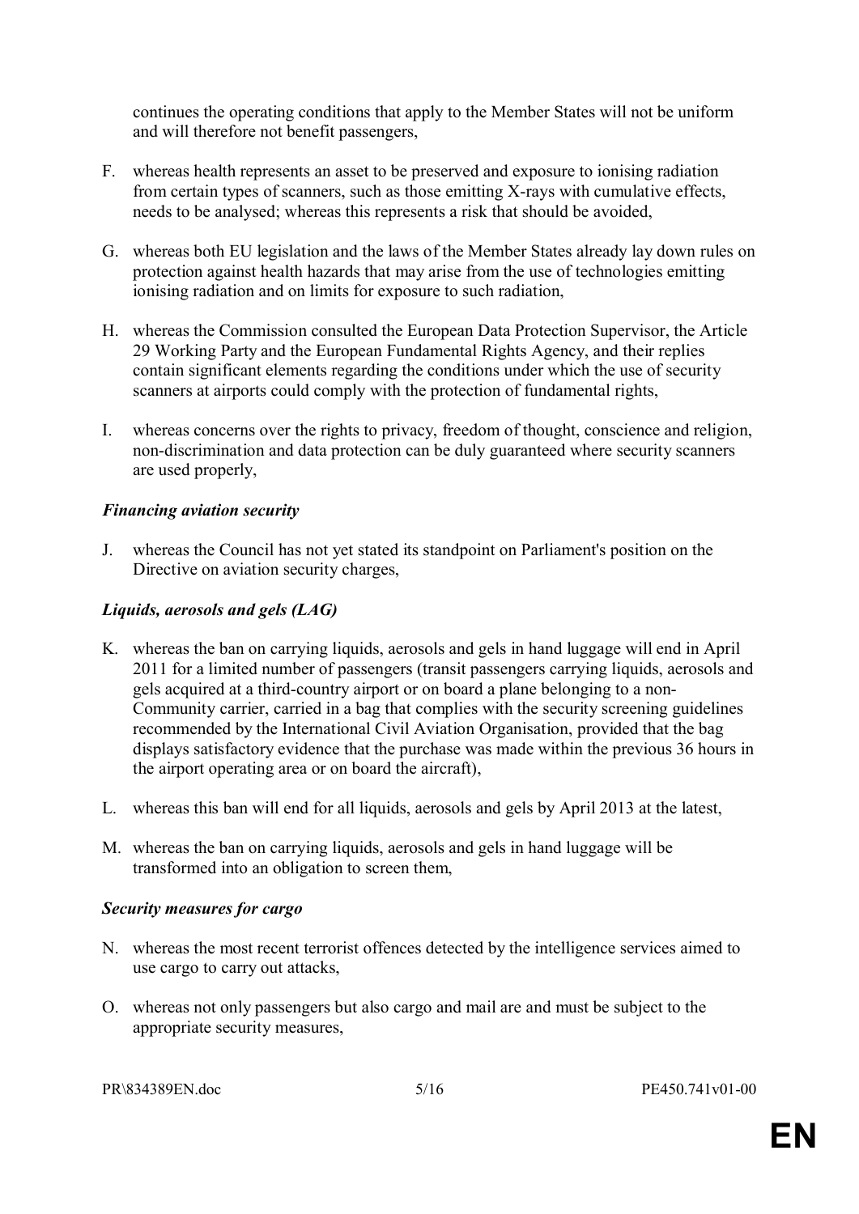continues the operating conditions that apply to the Member States will not be uniform and will therefore not benefit passengers,

F. whereas health represents an asset to be preserved and exposure to ionising radiation from certain types of scanners, such as those emitting X-rays with cumulative effects, needs to be analysed; whereas this represents a risk that should be avoided,

G. whereas both EU legislation and the laws of the Member States already lay down rules on protection against health hazards that may arise from the use of technologies emitting ionising radiation and on limits for exposure to such radiation,

H. whereas the Commission consulted the European Data Protection Supervisor, the Article 29 Working Party and the European Fundamental Rights Agency, and their replies contain significant elements regarding the conditions under which the use of security scanners at airports could comply with the protection of fundamental rights,

I. whereas concerns over the rights to privacy, freedom of thought, conscience and religion, non-discrimination and data protection can be duly guaranteed where security scanners are used properly,

***Financing aviation security***

J. whereas the Council has not yet stated its standpoint on Parliament's position on the Directive on aviation security charges,

***Liquids, aerosols and gels (LAG)***

K. whereas the ban on carrying liquids, aerosols and gels in hand luggage will end in April 2011 for a limited number of passengers (transit passengers carrying liquids, aerosols and gels acquired at a third-country airport or on board a plane belonging to a non-Community carrier, carried in a bag that complies with the security screening guidelines recommended by the International Civil Aviation Organisation, provided that the bag displays satisfactory evidence that the purchase was made within the previous 36 hours in the airport operating area or on board the aircraft),

L. whereas this ban will end for all liquids, aerosols and gels by April 2013 at the latest,

M. whereas the ban on carrying liquids, aerosols and gels in hand luggage will be transformed into an obligation to screen them,

***Security measures for cargo***

N. whereas the most recent terrorist offences detected by the intelligence services aimed to use cargo to carry out attacks,

O. whereas not only passengers but also cargo and mail are and must be subject to the appropriate security measures,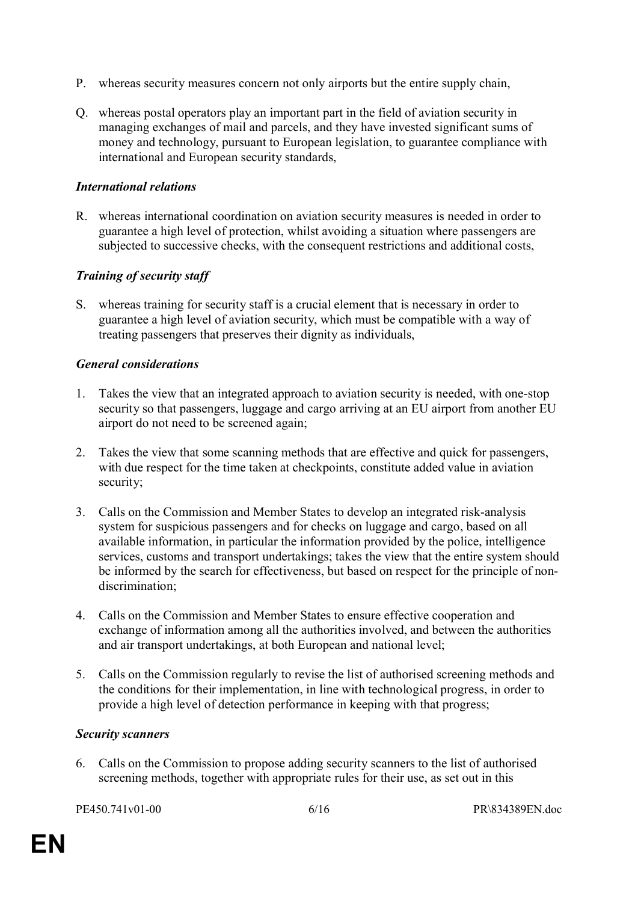P. whereas security measures concern not only airports but the entire supply chain,

Q. whereas postal operators play an important part in the field of aviation security in managing exchanges of mail and parcels, and they have invested significant sums of money and technology, pursuant to European legislation, to guarantee compliance with international and European security standards,

***International relations***

R. whereas international coordination on aviation security measures is needed in order to guarantee a high level of protection, whilst avoiding a situation where passengers are subjected to successive checks, with the consequent restrictions and additional costs,

***Training of security staff***

S. whereas training for security staff is a crucial element that is necessary in order to guarantee a high level of aviation security, which must be compatible with a way of treating passengers that preserves their dignity as individuals,

***General considerations***

1. Takes the view that an integrated approach to aviation security is needed, with one-stop security so that passengers, luggage and cargo arriving at an EU airport from another EU airport do not need to be screened again;

2. Takes the view that some scanning methods that are effective and quick for passengers, with due respect for the time taken at checkpoints, constitute added value in aviation security;

3. Calls on the Commission and Member States to develop an integrated risk-analysis system for suspicious passengers and for checks on luggage and cargo, based on all available information, in particular the information provided by the police, intelligence services, customs and transport undertakings; takes the view that the entire system should be informed by the search for effectiveness, but based on respect for the principle of non-discrimination;

4. Calls on the Commission and Member States to ensure effective cooperation and exchange of information among all the authorities involved, and between the authorities and air transport undertakings, at both European and national level;

5. Calls on the Commission regularly to revise the list of authorised screening methods and the conditions for their implementation, in line with technological progress, in order to provide a high level of detection performance in keeping with that progress;

***Security scanners***

6. Calls on the Commission to propose adding security scanners to the list of authorised screening methods, together with appropriate rules for their use, as set out in this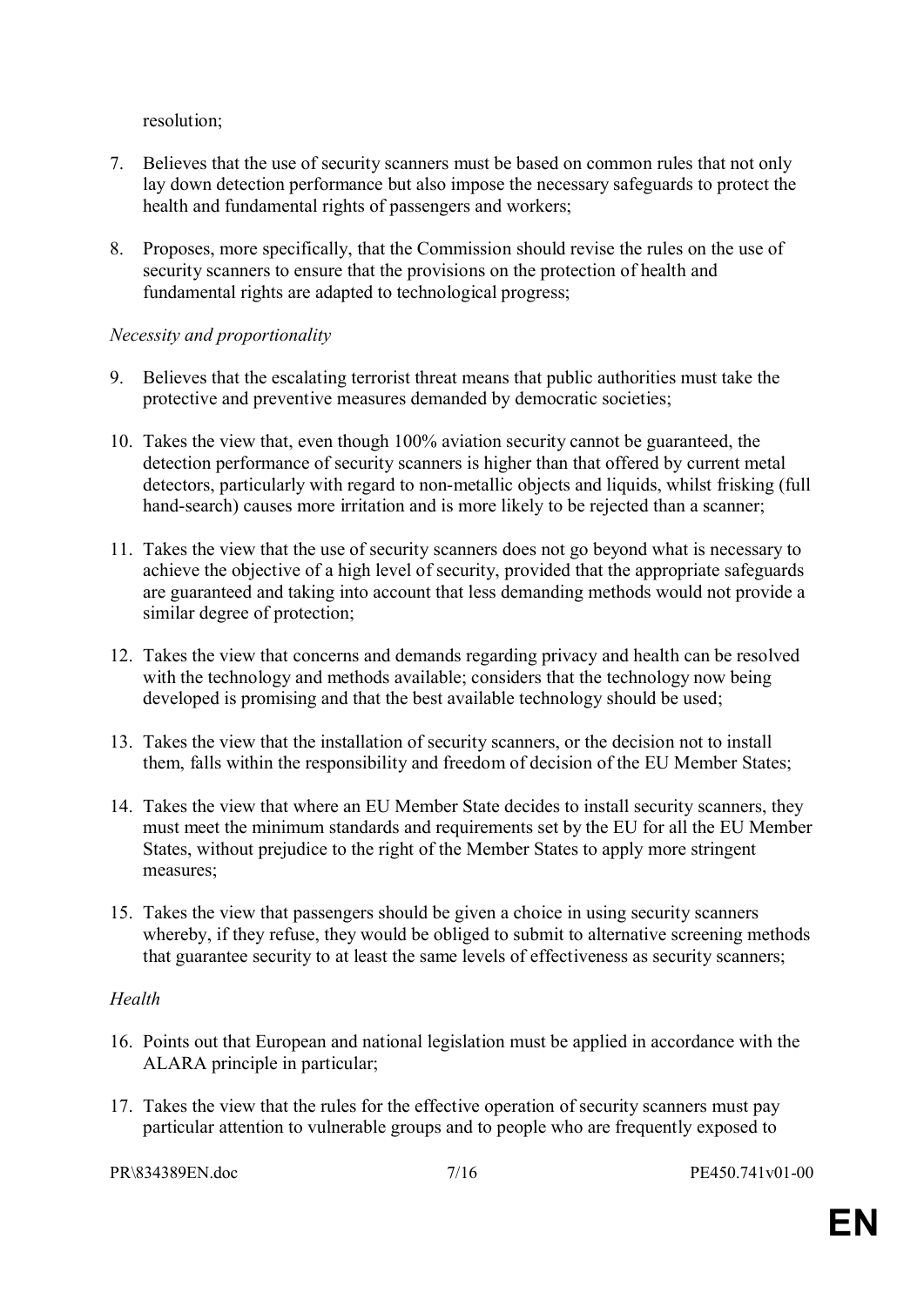resolution;

7. Believes that the use of security scanners must be based on common rules that not only lay down detection performance but also impose the necessary safeguards to protect the health and fundamental rights of passengers and workers;

8. Proposes, more specifically, that the Commission should revise the rules on the use of security scanners to ensure that the provisions on the protection of health and fundamental rights are adapted to technological progress;

*Necessity and proportionality*

9. Believes that the escalating terrorist threat means that public authorities must take the protective and preventive measures demanded by democratic societies;

10. Takes the view that, even though 100% aviation security cannot be guaranteed, the detection performance of security scanners is higher than that offered by current metal detectors, particularly with regard to non-metallic objects and liquids, whilst frisking (full hand-search) causes more irritation and is more likely to be rejected than a scanner;

11. Takes the view that the use of security scanners does not go beyond what is necessary to achieve the objective of a high level of security, provided that the appropriate safeguards are guaranteed and taking into account that less demanding methods would not provide a similar degree of protection;

12. Takes the view that concerns and demands regarding privacy and health can be resolved with the technology and methods available; considers that the technology now being developed is promising and that the best available technology should be used;

13. Takes the view that the installation of security scanners, or the decision not to install them, falls within the responsibility and freedom of decision of the EU Member States;

14. Takes the view that where an EU Member State decides to install security scanners, they must meet the minimum standards and requirements set by the EU for all the EU Member States, without prejudice to the right of the Member States to apply more stringent measures;

15. Takes the view that passengers should be given a choice in using security scanners whereby, if they refuse, they would be obliged to submit to alternative screening methods that guarantee security to at least the same levels of effectiveness as security scanners;

*Health*

16. Points out that European and national legislation must be applied in accordance with the ALARA principle in particular;

17. Takes the view that the rules for the effective operation of security scanners must pay particular attention to vulnerable groups and to people who are frequently exposed to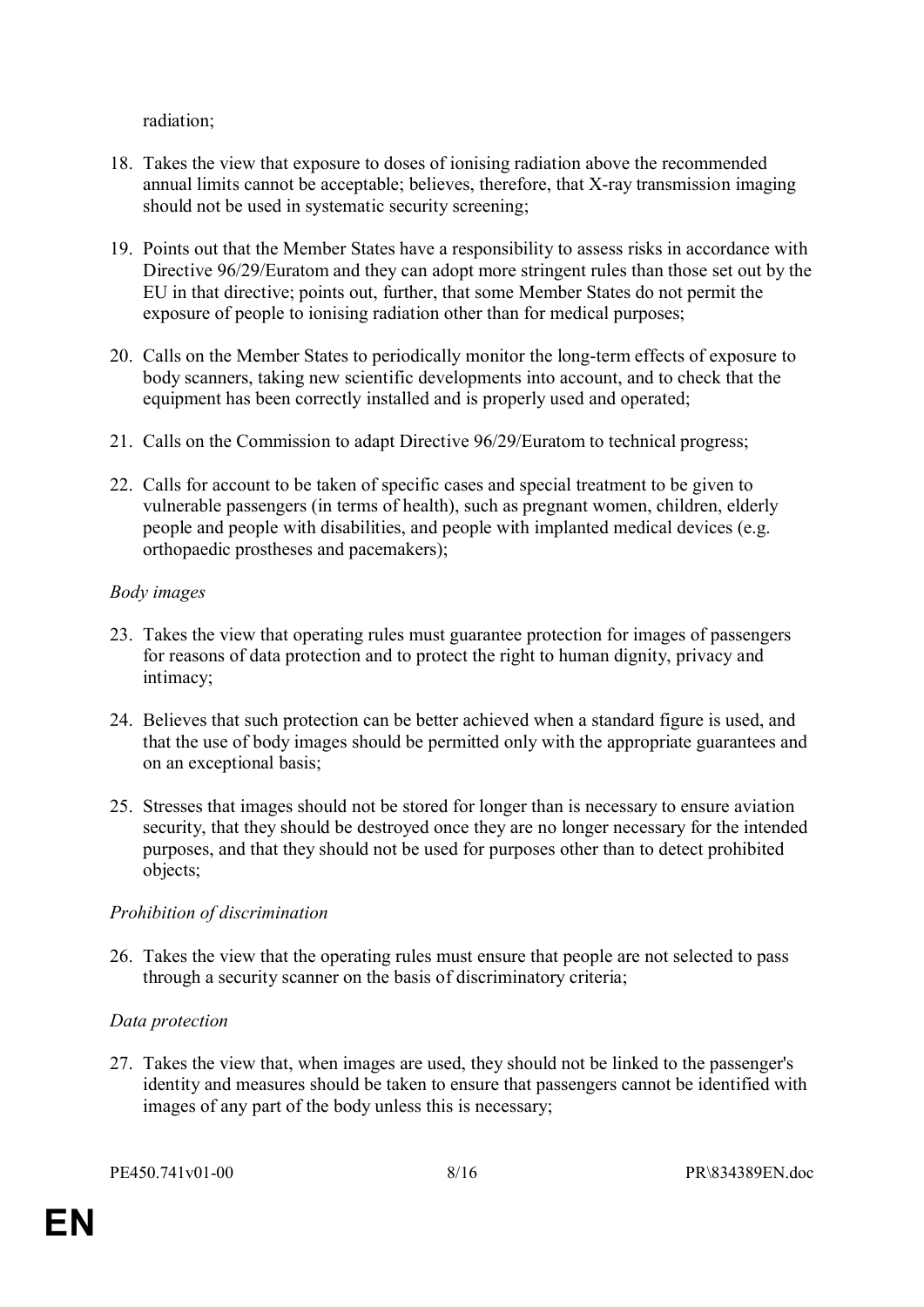radiation;

18. Takes the view that exposure to doses of ionising radiation above the recommended annual limits cannot be acceptable; believes, therefore, that X-ray transmission imaging should not be used in systematic security screening;

19. Points out that the Member States have a responsibility to assess risks in accordance with Directive 96/29/Euratom and they can adopt more stringent rules than those set out by the EU in that directive; points out, further, that some Member States do not permit the exposure of people to ionising radiation other than for medical purposes;

20. Calls on the Member States to periodically monitor the long-term effects of exposure to body scanners, taking new scientific developments into account, and to check that the equipment has been correctly installed and is properly used and operated;

21. Calls on the Commission to adapt Directive 96/29/Euratom to technical progress;

22. Calls for account to be taken of specific cases and special treatment to be given to vulnerable passengers (in terms of health), such as pregnant women, children, elderly people and people with disabilities, and people with implanted medical devices (e.g. orthopaedic prostheses and pacemakers);

*Body images*

23. Takes the view that operating rules must guarantee protection for images of passengers for reasons of data protection and to protect the right to human dignity, privacy and intimacy;

24. Believes that such protection can be better achieved when a standard figure is used, and that the use of body images should be permitted only with the appropriate guarantees and on an exceptional basis;

25. Stresses that images should not be stored for longer than is necessary to ensure aviation security, that they should be destroyed once they are no longer necessary for the intended purposes, and that they should not be used for purposes other than to detect prohibited objects;

*Prohibition of discrimination*

26. Takes the view that the operating rules must ensure that people are not selected to pass through a security scanner on the basis of discriminatory criteria;

*Data protection*

27. Takes the view that, when images are used, they should not be linked to the passenger's identity and measures should be taken to ensure that passengers cannot be identified with images of any part of the body unless this is necessary;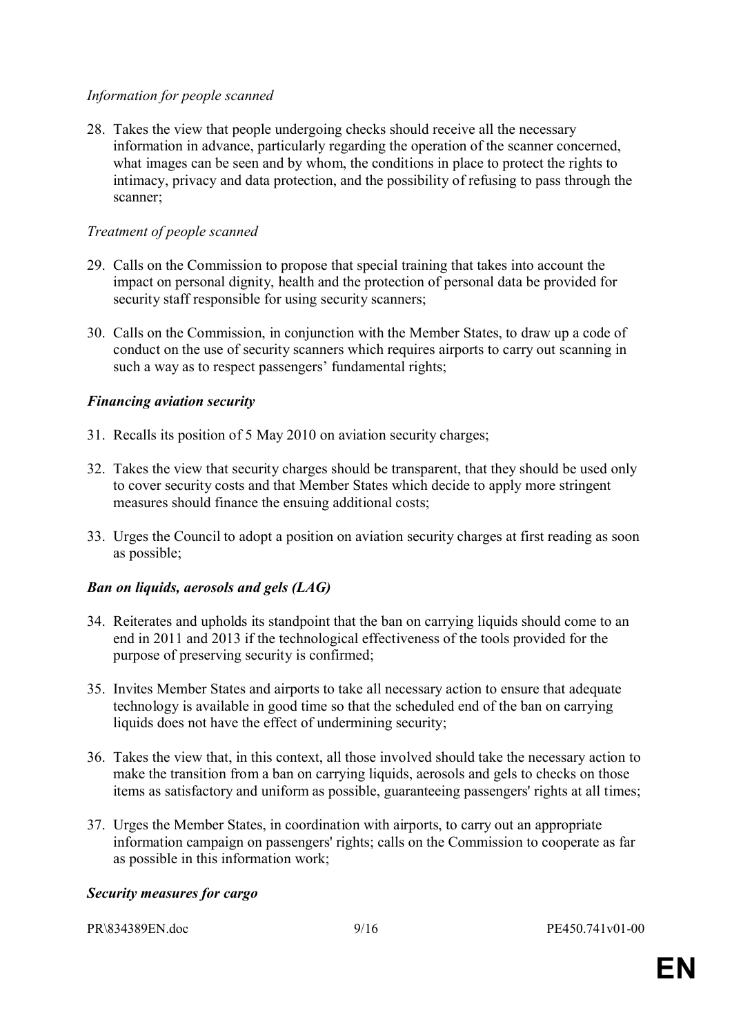*Information for people scanned*

28. Takes the view that people undergoing checks should receive all the necessary information in advance, particularly regarding the operation of the scanner concerned, what images can be seen and by whom, the conditions in place to protect the rights to intimacy, privacy and data protection, and the possibility of refusing to pass through the scanner;

*Treatment of people scanned*

29. Calls on the Commission to propose that special training that takes into account the impact on personal dignity, health and the protection of personal data be provided for security staff responsible for using security scanners;

30. Calls on the Commission, in conjunction with the Member States, to draw up a code of conduct on the use of security scanners which requires airports to carry out scanning in such a way as to respect passengers' fundamental rights;

***Financing aviation security***

31. Recalls its position of 5 May 2010 on aviation security charges;

32. Takes the view that security charges should be transparent, that they should be used only to cover security costs and that Member States which decide to apply more stringent measures should finance the ensuing additional costs;

33. Urges the Council to adopt a position on aviation security charges at first reading as soon as possible;

***Ban on liquids, aerosols and gels (LAG)***

34. Reiterates and upholds its standpoint that the ban on carrying liquids should come to an end in 2011 and 2013 if the technological effectiveness of the tools provided for the purpose of preserving security is confirmed;

35. Invites Member States and airports to take all necessary action to ensure that adequate technology is available in good time so that the scheduled end of the ban on carrying liquids does not have the effect of undermining security;

36. Takes the view that, in this context, all those involved should take the necessary action to make the transition from a ban on carrying liquids, aerosols and gels to checks on those items as satisfactory and uniform as possible, guaranteeing passengers' rights at all times;

37. Urges the Member States, in coordination with airports, to carry out an appropriate information campaign on passengers' rights; calls on the Commission to cooperate as far as possible in this information work;

***Security measures for cargo***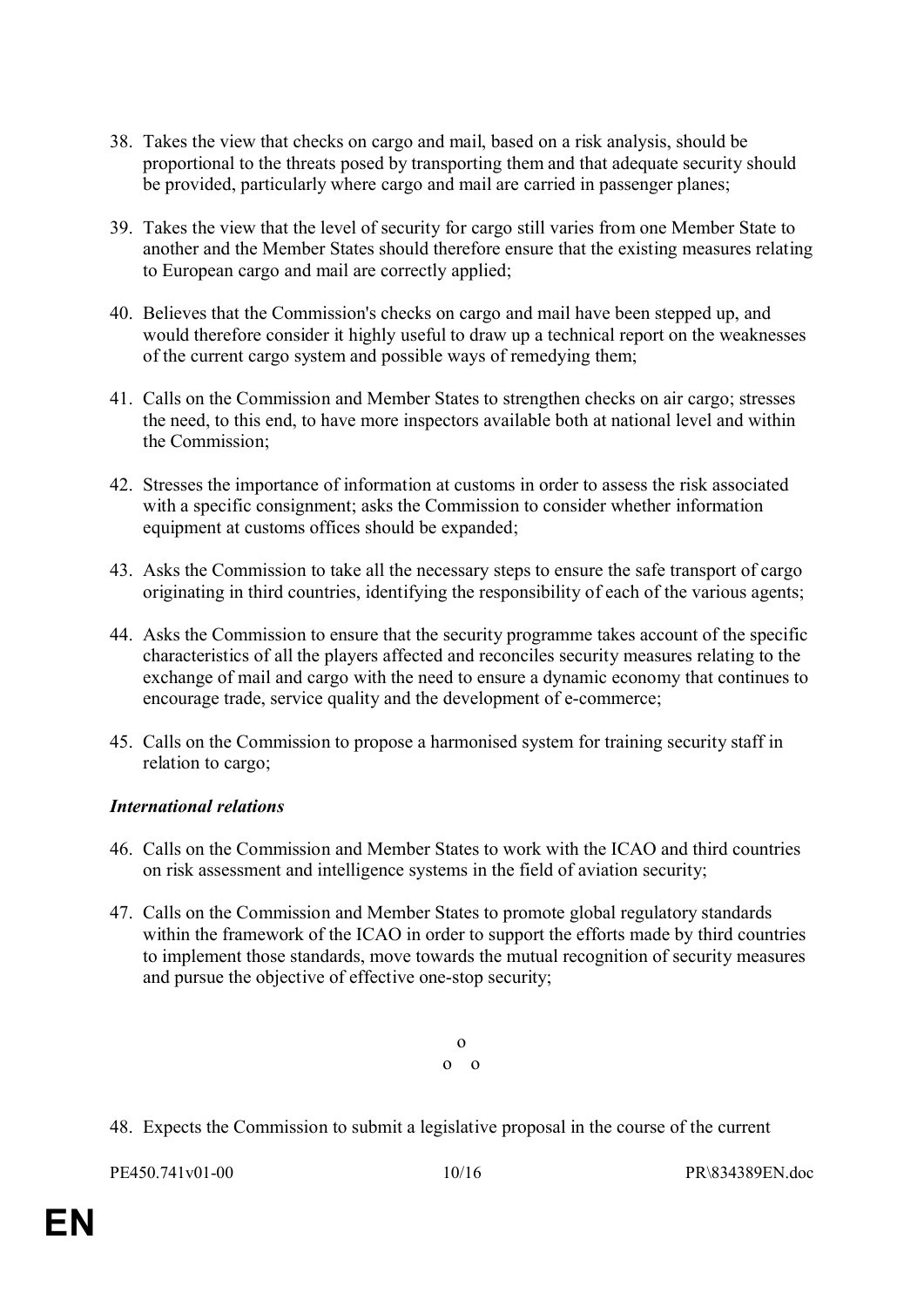38. Takes the view that checks on cargo and mail, based on a risk analysis, should be proportional to the threats posed by transporting them and that adequate security should be provided, particularly where cargo and mail are carried in passenger planes;

39. Takes the view that the level of security for cargo still varies from one Member State to another and the Member States should therefore ensure that the existing measures relating to European cargo and mail are correctly applied;

40. Believes that the Commission's checks on cargo and mail have been stepped up, and would therefore consider it highly useful to draw up a technical report on the weaknesses of the current cargo system and possible ways of remedying them;

41. Calls on the Commission and Member States to strengthen checks on air cargo; stresses the need, to this end, to have more inspectors available both at national level and within the Commission;

42. Stresses the importance of information at customs in order to assess the risk associated with a specific consignment; asks the Commission to consider whether information equipment at customs offices should be expanded;

43. Asks the Commission to take all the necessary steps to ensure the safe transport of cargo originating in third countries, identifying the responsibility of each of the various agents;

44. Asks the Commission to ensure that the security programme takes account of the specific characteristics of all the players affected and reconciles security measures relating to the exchange of mail and cargo with the need to ensure a dynamic economy that continues to encourage trade, service quality and the development of e-commerce;

45. Calls on the Commission to propose a harmonised system for training security staff in relation to cargo;

***International relations***

46. Calls on the Commission and Member States to work with the ICAO and third countries on risk assessment and intelligence systems in the field of aviation security;

47. Calls on the Commission and Member States to promote global regulatory standards within the framework of the ICAO in order to support the efforts made by third countries to implement those standards, move towards the mutual recognition of security measures and pursue the objective of effective one-stop security;

o

o o

48. Expects the Commission to submit a legislative proposal in the course of the current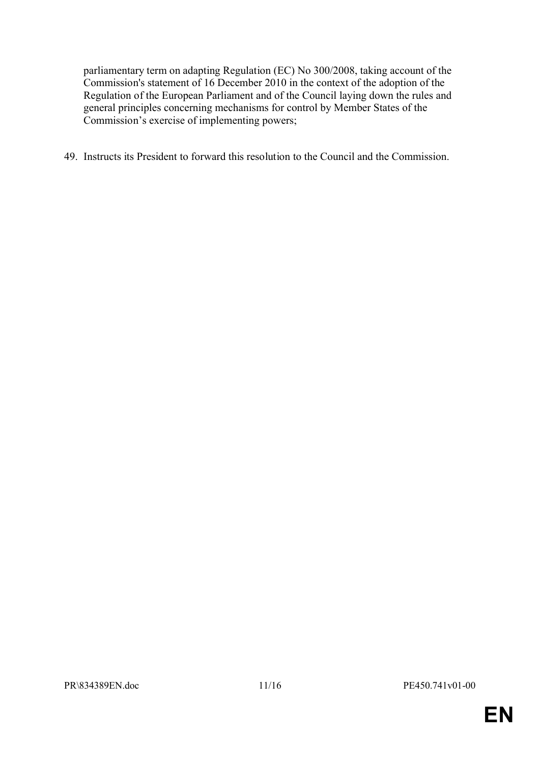parliamentary term on adapting Regulation (EC) No 300/2008, taking account of the Commission's statement of 16 December 2010 in the context of the adoption of the Regulation of the European Parliament and of the Council laying down the rules and general principles concerning mechanisms for control by Member States of the Commission's exercise of implementing powers;

49. Instructs its President to forward this resolution to the Council and the Commission.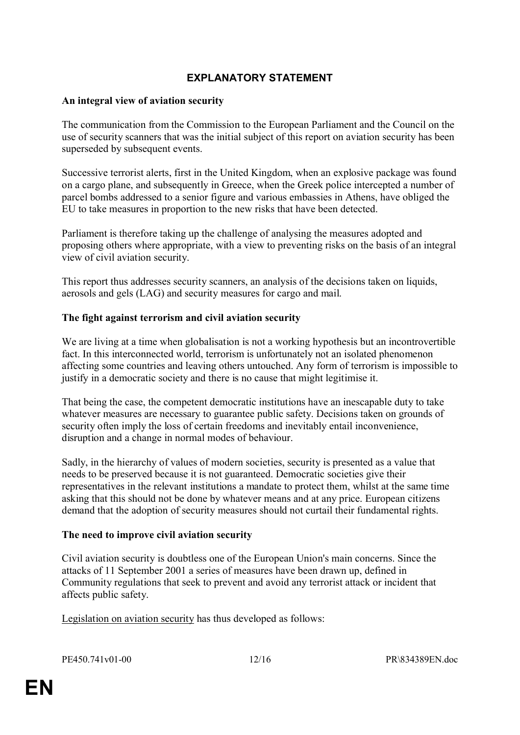# EXPLANATORY STATEMENT

**An integral view of aviation security**

The communication from the Commission to the European Parliament and the Council on the use of security scanners that was the initial subject of this report on aviation security has been superseded by subsequent events.

Successive terrorist alerts, first in the United Kingdom, when an explosive package was found on a cargo plane, and subsequently in Greece, when the Greek police intercepted a number of parcel bombs addressed to a senior figure and various embassies in Athens, have obliged the EU to take measures in proportion to the new risks that have been detected.

Parliament is therefore taking up the challenge of analysing the measures adopted and proposing others where appropriate, with a view to preventing risks on the basis of an integral view of civil aviation security.

This report thus addresses security scanners, an analysis of the decisions taken on liquids, aerosols and gels (LAG) and security measures for cargo and mail.

**The fight against terrorism and civil aviation security**

We are living at a time when globalisation is not a working hypothesis but an incontrovertible fact. In this interconnected world, terrorism is unfortunately not an isolated phenomenon affecting some countries and leaving others untouched. Any form of terrorism is impossible to justify in a democratic society and there is no cause that might legitimise it.

That being the case, the competent democratic institutions have an inescapable duty to take whatever measures are necessary to guarantee public safety. Decisions taken on grounds of security often imply the loss of certain freedoms and inevitably entail inconvenience, disruption and a change in normal modes of behaviour.

Sadly, in the hierarchy of values of modern societies, security is presented as a value that needs to be preserved because it is not guaranteed. Democratic societies give their representatives in the relevant institutions a mandate to protect them, whilst at the same time asking that this should not be done by whatever means and at any price. European citizens demand that the adoption of security measures should not curtail their fundamental rights.

**The need to improve civil aviation security**

Civil aviation security is doubtless one of the European Union's main concerns. Since the attacks of 11 September 2001 a series of measures have been drawn up, defined in Community regulations that seek to prevent and avoid any terrorist attack or incident that affects public safety.

Legislation on aviation security has thus developed as follows: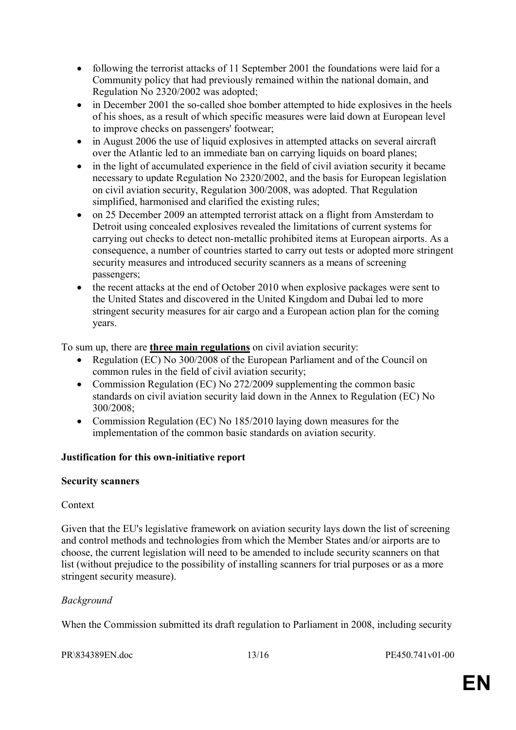- following the terrorist attacks of 11 September 2001 the foundations were laid for a Community policy that had previously remained within the national domain, and Regulation No 2320/2002 was adopted;
- in December 2001 the so-called shoe bomber attempted to hide explosives in the heels of his shoes, as a result of which specific measures were laid down at European level to improve checks on passengers' footwear;
- in August 2006 the use of liquid explosives in attempted attacks on several aircraft over the Atlantic led to an immediate ban on carrying liquids on board planes;
- in the light of accumulated experience in the field of civil aviation security it became necessary to update Regulation No 2320/2002, and the basis for European legislation on civil aviation security, Regulation 300/2008, was adopted. That Regulation simplified, harmonised and clarified the existing rules;
- on 25 December 2009 an attempted terrorist attack on a flight from Amsterdam to Detroit using concealed explosives revealed the limitations of current systems for carrying out checks to detect non-metallic prohibited items at European airports. As a consequence, a number of countries started to carry out tests or adopted more stringent security measures and introduced security scanners as a means of screening passengers;
- the recent attacks at the end of October 2010 when explosive packages were sent to the United States and discovered in the United Kingdom and Dubai led to more stringent security measures for air cargo and a European action plan for the coming years.

To sum up, there are <u>**three main regulations**</u> on civil aviation security:

- Regulation (EC) No 300/2008 of the European Parliament and of the Council on common rules in the field of civil aviation security;
- Commission Regulation (EC) No 272/2009 supplementing the common basic standards on civil aviation security laid down in the Annex to Regulation (EC) No 300/2008;
- Commission Regulation (EC) No 185/2010 laying down measures for the implementation of the common basic standards on aviation security.

**Justification for this own-initiative report**

**Security scanners**

Context

Given that the EU's legislative framework on aviation security lays down the list of screening and control methods and technologies from which the Member States and/or airports are to choose, the current legislation will need to be amended to include security scanners on that list (without prejudice to the possibility of installing scanners for trial purposes or as a more stringent security measure).

*Background*

When the Commission submitted its draft regulation to Parliament in 2008, including security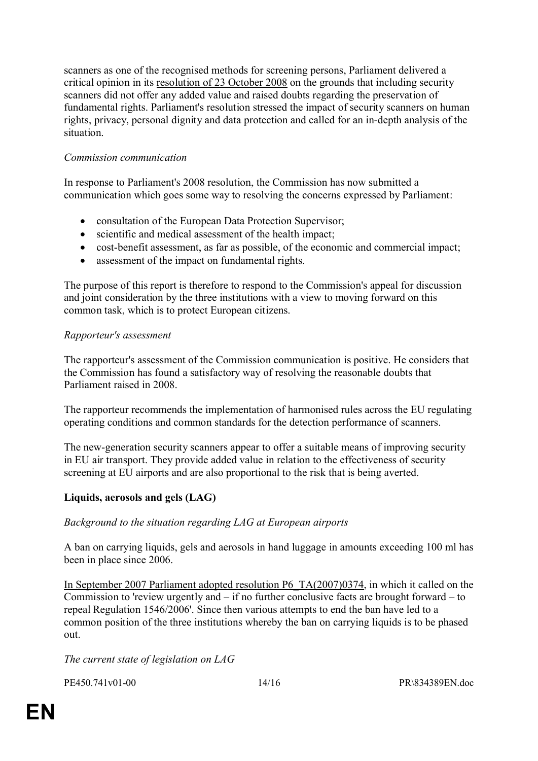scanners as one of the recognised methods for screening persons, Parliament delivered a critical opinion in its resolution of 23 October 2008 on the grounds that including security scanners did not offer any added value and raised doubts regarding the preservation of fundamental rights. Parliament's resolution stressed the impact of security scanners on human rights, privacy, personal dignity and data protection and called for an in-depth analysis of the situation.

*Commission communication*

In response to Parliament's 2008 resolution, the Commission has now submitted a communication which goes some way to resolving the concerns expressed by Parliament:

- consultation of the European Data Protection Supervisor;
- scientific and medical assessment of the health impact;
- cost-benefit assessment, as far as possible, of the economic and commercial impact;
- assessment of the impact on fundamental rights.

The purpose of this report is therefore to respond to the Commission's appeal for discussion and joint consideration by the three institutions with a view to moving forward on this common task, which is to protect European citizens.

*Rapporteur's assessment*

The rapporteur's assessment of the Commission communication is positive. He considers that the Commission has found a satisfactory way of resolving the reasonable doubts that Parliament raised in 2008.

The rapporteur recommends the implementation of harmonised rules across the EU regulating operating conditions and common standards for the detection performance of scanners.

The new-generation security scanners appear to offer a suitable means of improving security in EU air transport. They provide added value in relation to the effectiveness of security screening at EU airports and are also proportional to the risk that is being averted.

**Liquids, aerosols and gels (LAG)**

*Background to the situation regarding LAG at European airports*

A ban on carrying liquids, gels and aerosols in hand luggage in amounts exceeding 100 ml has been in place since 2006.

In September 2007 Parliament adopted resolution P6_TA(2007)0374, in which it called on the Commission to 'review urgently and – if no further conclusive facts are brought forward – to repeal Regulation 1546/2006'. Since then various attempts to end the ban have led to a common position of the three institutions whereby the ban on carrying liquids is to be phased out.

*The current state of legislation on LAG*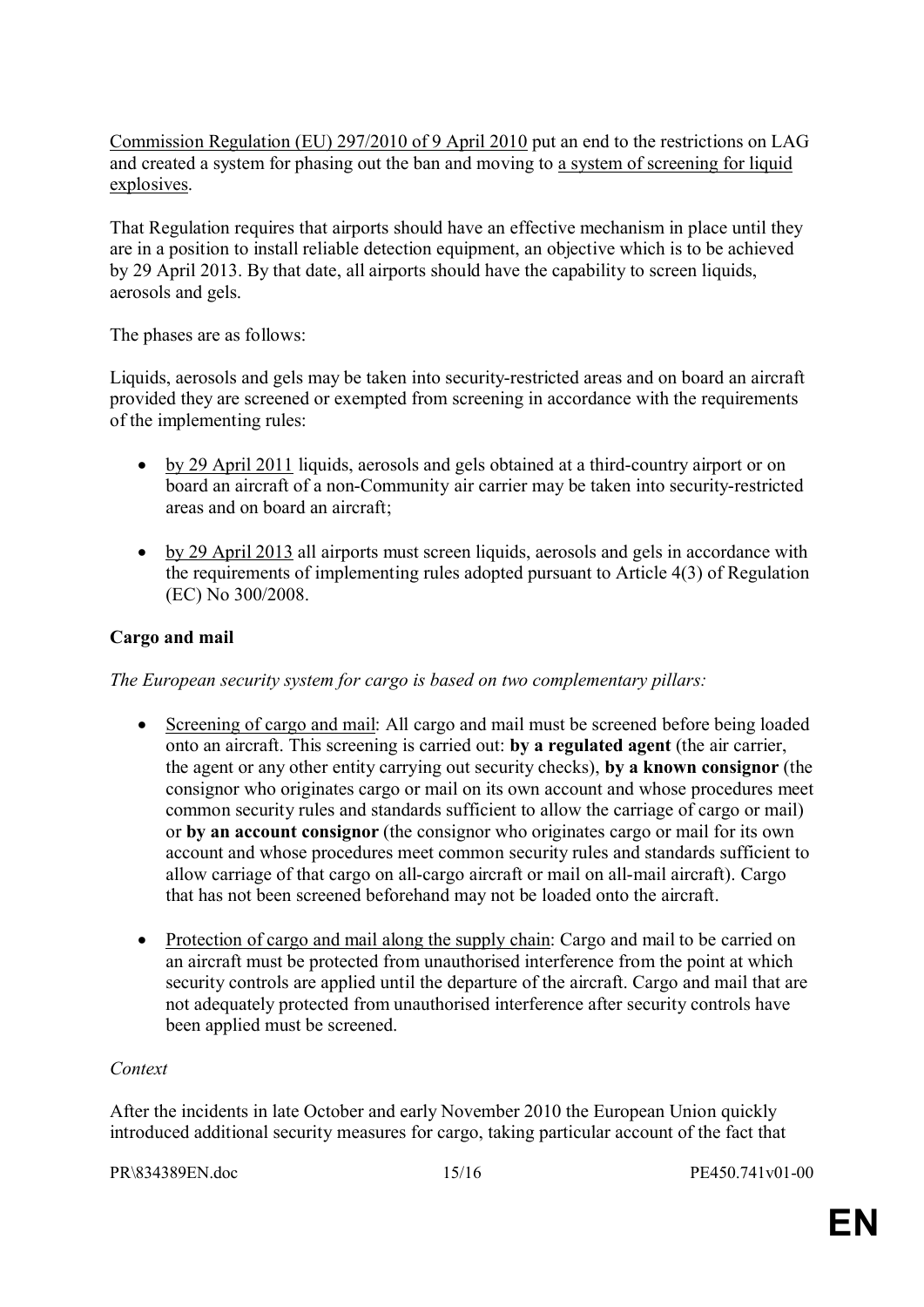Commission Regulation (EU) 297/2010 of 9 April 2010 put an end to the restrictions on LAG and created a system for phasing out the ban and moving to a system of screening for liquid explosives.

That Regulation requires that airports should have an effective mechanism in place until they are in a position to install reliable detection equipment, an objective which is to be achieved by 29 April 2013. By that date, all airports should have the capability to screen liquids, aerosols and gels.

The phases are as follows:

Liquids, aerosols and gels may be taken into security-restricted areas and on board an aircraft provided they are screened or exempted from screening in accordance with the requirements of the implementing rules:

- by 29 April 2011 liquids, aerosols and gels obtained at a third-country airport or on board an aircraft of a non-Community air carrier may be taken into security-restricted areas and on board an aircraft;

- by 29 April 2013 all airports must screen liquids, aerosols and gels in accordance with the requirements of implementing rules adopted pursuant to Article 4(3) of Regulation (EC) No 300/2008.

**Cargo and mail**

*The European security system for cargo is based on two complementary pillars:*

- Screening of cargo and mail: All cargo and mail must be screened before being loaded onto an aircraft. This screening is carried out: **by a regulated agent** (the air carrier, the agent or any other entity carrying out security checks), **by a known consignor** (the consignor who originates cargo or mail on its own account and whose procedures meet common security rules and standards sufficient to allow the carriage of cargo or mail) or **by an account consignor** (the consignor who originates cargo or mail for its own account and whose procedures meet common security rules and standards sufficient to allow carriage of that cargo on all-cargo aircraft or mail on all-mail aircraft). Cargo that has not been screened beforehand may not be loaded onto the aircraft.

- Protection of cargo and mail along the supply chain: Cargo and mail to be carried on an aircraft must be protected from unauthorised interference from the point at which security controls are applied until the departure of the aircraft. Cargo and mail that are not adequately protected from unauthorised interference after security controls have been applied must be screened.

*Context*

After the incidents in late October and early November 2010 the European Union quickly introduced additional security measures for cargo, taking particular account of the fact that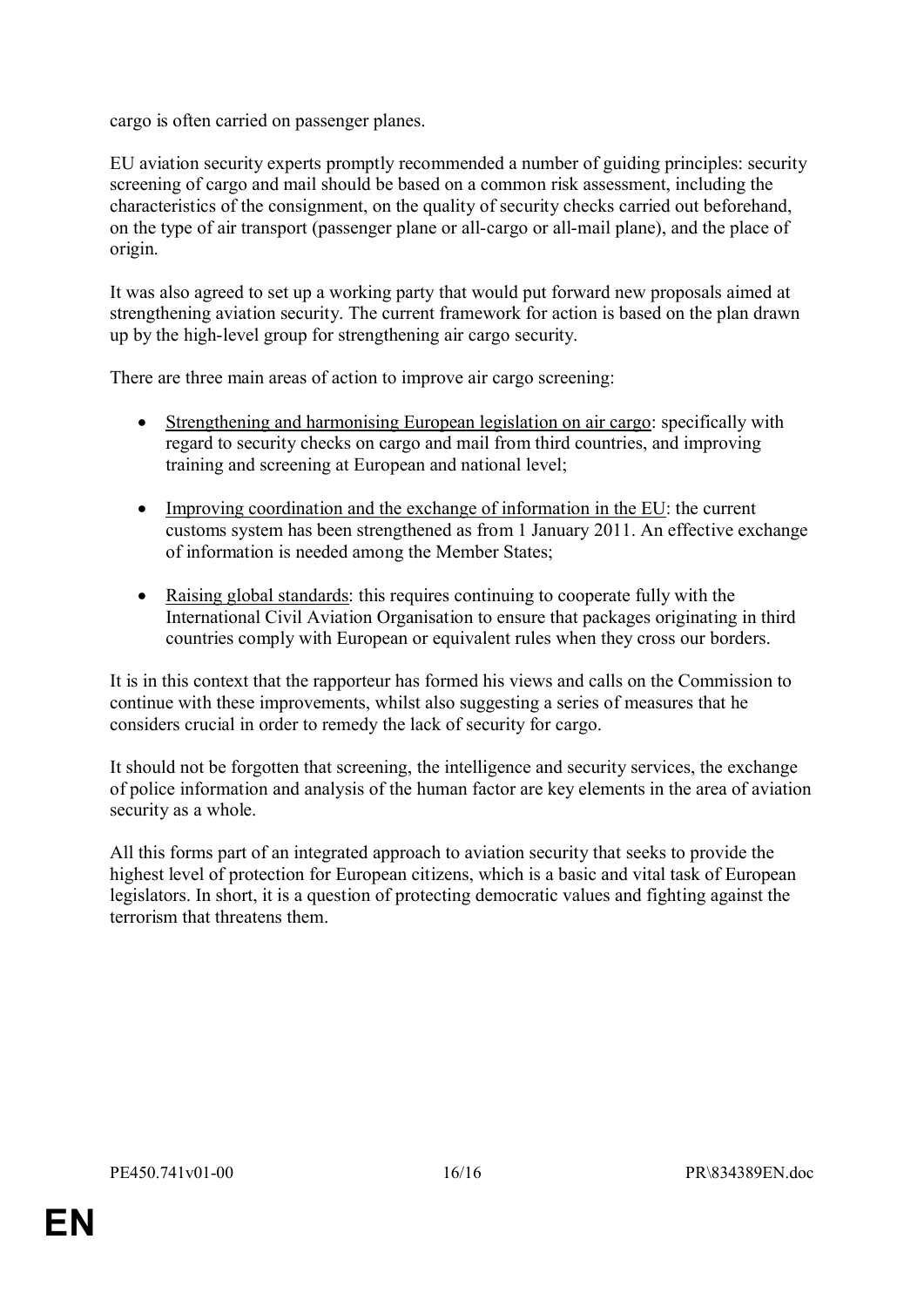cargo is often carried on passenger planes.

EU aviation security experts promptly recommended a number of guiding principles: security screening of cargo and mail should be based on a common risk assessment, including the characteristics of the consignment, on the quality of security checks carried out beforehand, on the type of air transport (passenger plane or all-cargo or all-mail plane), and the place of origin.

It was also agreed to set up a working party that would put forward new proposals aimed at strengthening aviation security. The current framework for action is based on the plan drawn up by the high-level group for strengthening air cargo security.

There are three main areas of action to improve air cargo screening:

- <u>Strengthening and harmonising European legislation on air cargo</u>: specifically with regard to security checks on cargo and mail from third countries, and improving training and screening at European and national level;

- <u>Improving coordination and the exchange of information in the EU</u>: the current customs system has been strengthened as from 1 January 2011. An effective exchange of information is needed among the Member States;

- <u>Raising global standards</u>: this requires continuing to cooperate fully with the International Civil Aviation Organisation to ensure that packages originating in third countries comply with European or equivalent rules when they cross our borders.

It is in this context that the rapporteur has formed his views and calls on the Commission to continue with these improvements, whilst also suggesting a series of measures that he considers crucial in order to remedy the lack of security for cargo.

It should not be forgotten that screening, the intelligence and security services, the exchange of police information and analysis of the human factor are key elements in the area of aviation security as a whole.

All this forms part of an integrated approach to aviation security that seeks to provide the highest level of protection for European citizens, which is a basic and vital task of European legislators. In short, it is a question of protecting democratic values and fighting against the terrorism that threatens them.